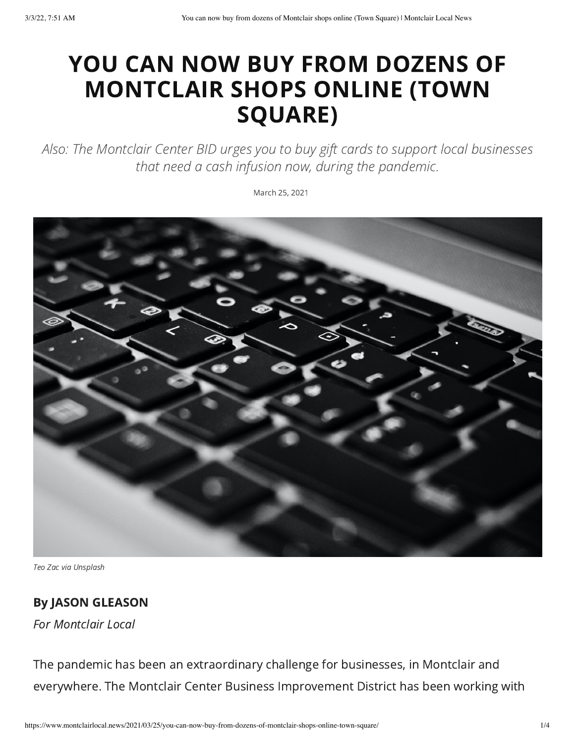# YOU CAN NOW BUY FROM DOZENS OF MONTCLAIR SHOPS ONLINE (TOWN SQUARE)

*Also: The Montclair Center BID urges you to buy gift cards to support local businesses that need a cash infusion now, during the pandemic.*

March 25, 2021

*Teo Zac via Unsplash*

**By JASON GLEASON**

*For Montclair Local*

The pandemic has been an extraordinary challenge for businesses, in Montclair and everywhere. The Montclair Center Business Improvement District has been working with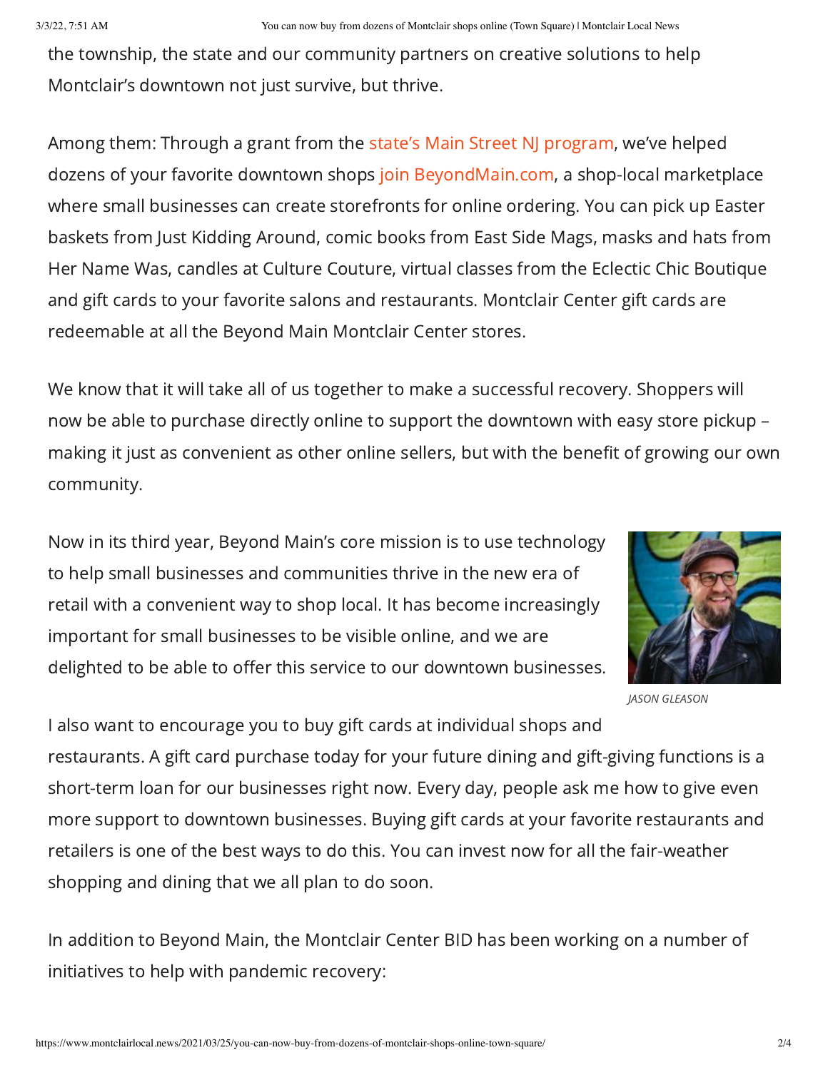the township, the state and our community partners on creative solutions to help Montclair's downtown not just survive, but thrive.

Among them: Through a grant from the state's Main Street NJ program, we've helped dozens of your favorite downtown shops join BeyondMain.com, a shop-local marketplace where small businesses can create storefronts for online ordering. You can pick up Easter baskets from Just Kidding Around, comic books from East Side Mags, masks and hats from Her Name Was, candles at Culture Couture, virtual classes from the Eclectic Chic Boutique and gift cards to your favorite salons and restaurants. Montclair Center gift cards are redeemable at all the Beyond Main Montclair Center stores.

We know that it will take all of us together to make a successful recovery. Shoppers will now be able to purchase directly online to support the downtown with easy store pickup – making it just as convenient as other online sellers, but with the benefit of growing our own community.

Now in its third year, Beyond Main's core mission is to use technology to help small businesses and communities thrive in the new era of retail with a convenient way to shop local. It has become increasingly important for small businesses to be visible online, and we are delighted to be able to offer this service to our downtown businesses.

*JASON GLEASON*

I also want to encourage you to buy gift cards at individual shops and restaurants. A gift card purchase today for your future dining and gift-giving functions is a short-term loan for our businesses right now. Every day, people ask me how to give even more support to downtown businesses. Buying gift cards at your favorite restaurants and retailers is one of the best ways to do this. You can invest now for all the fair-weather shopping and dining that we all plan to do soon.

In addition to Beyond Main, the Montclair Center BID has been working on a number of initiatives to help with pandemic recovery: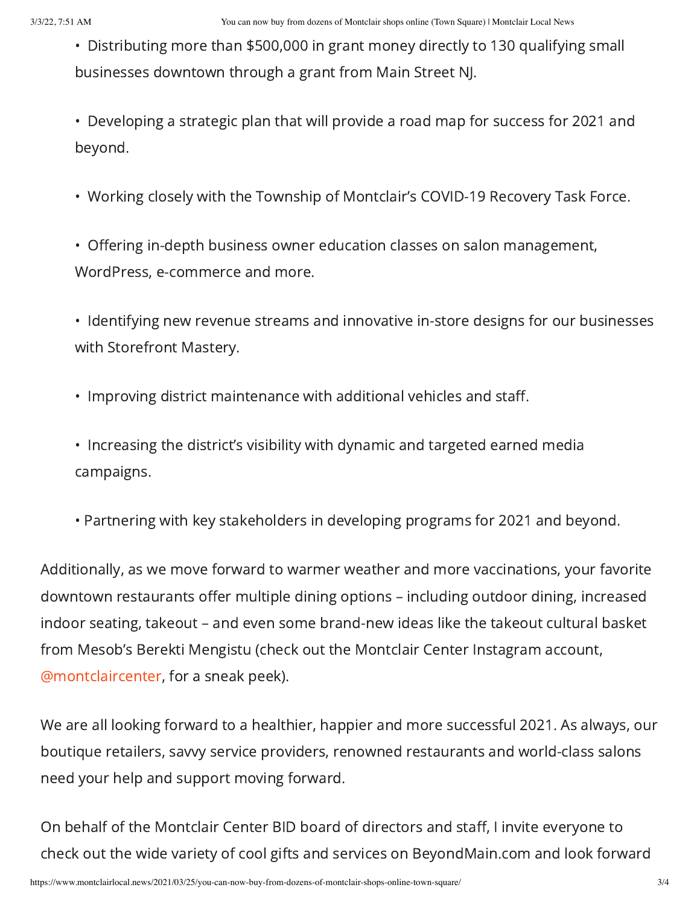- Distributing more than $500,000 in grant money directly to 130 qualifying small businesses downtown through a grant from Main Street NJ.

- Developing a strategic plan that will provide a road map for success for 2021 and beyond.

- Working closely with the Township of Montclair's COVID-19 Recovery Task Force.

- Offering in-depth business owner education classes on salon management, WordPress, e-commerce and more.

- Identifying new revenue streams and innovative in-store designs for our businesses with Storefront Mastery.

- Improving district maintenance with additional vehicles and staff.

- Increasing the district's visibility with dynamic and targeted earned media campaigns.

- Partnering with key stakeholders in developing programs for 2021 and beyond.

Additionally, as we move forward to warmer weather and more vaccinations, your favorite downtown restaurants offer multiple dining options – including outdoor dining, increased indoor seating, takeout – and even some brand-new ideas like the takeout cultural basket from Mesob's Berekti Mengistu (check out the Montclair Center Instagram account, @montclaircenter, for a sneak peek).

We are all looking forward to a healthier, happier and more successful 2021. As always, our boutique retailers, savvy service providers, renowned restaurants and world-class salons need your help and support moving forward.

On behalf of the Montclair Center BID board of directors and staff, I invite everyone to check out the wide variety of cool gifts and services on BeyondMain.com and look forward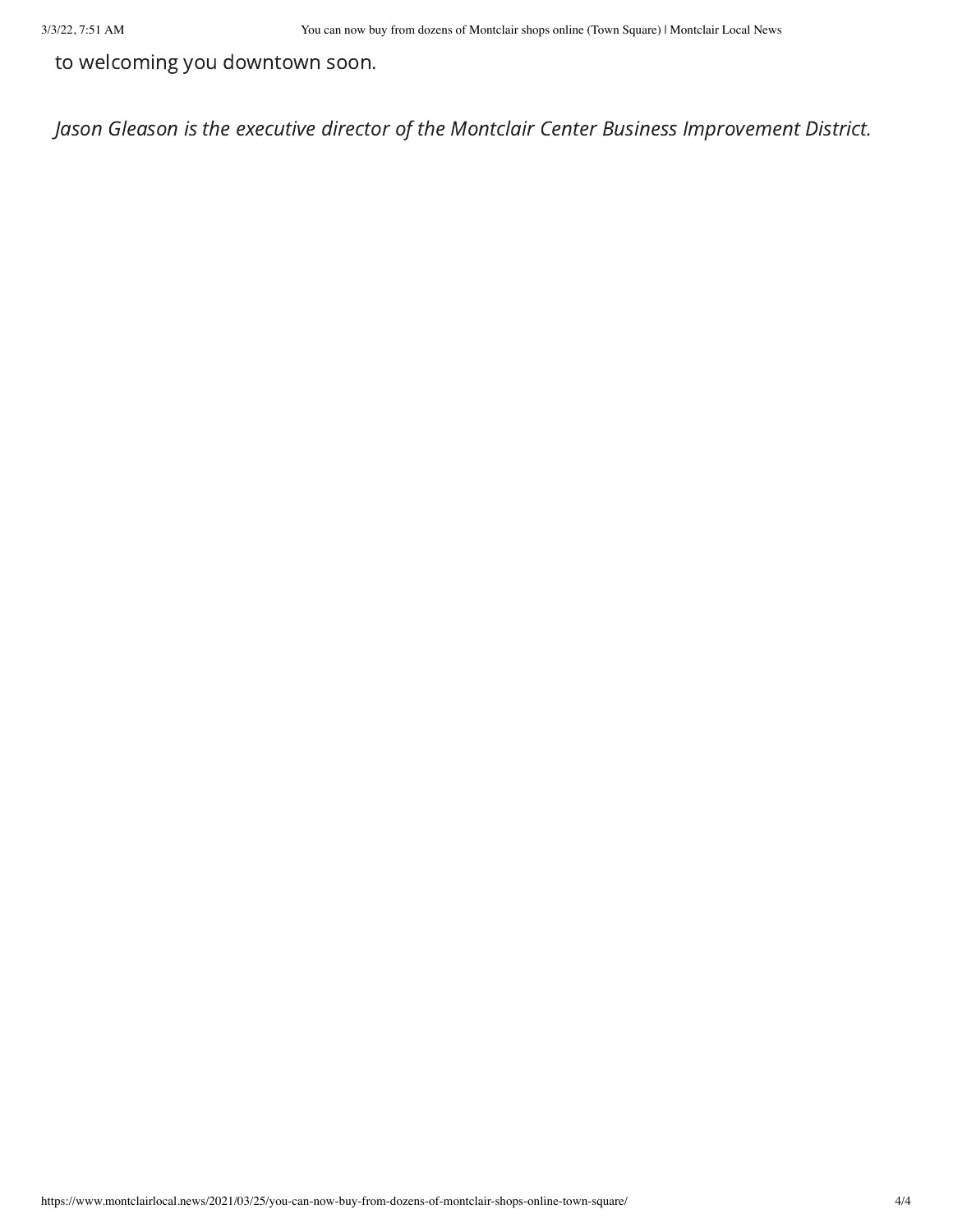to welcoming you downtown soon.

*Jason Gleason is the executive director of the Montclair Center Business Improvement District.*